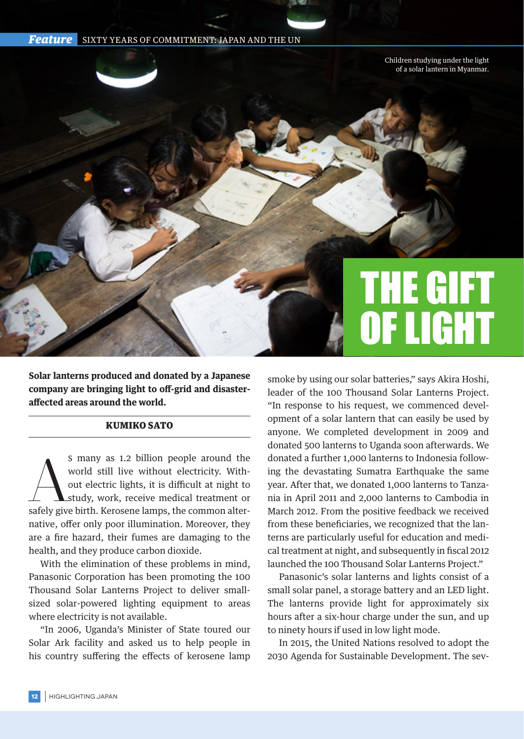# THE GIFT OF LIGHT

Children studying under the light of a solar lantern in Myanmar.

**Solar lanterns produced and donated by a Japanese company are bringing light to off-grid and disaster-affected areas around the world.**

**KUMIKO SATO**

As many as 1.2 billion people around the world still live without electricity. Without electric lights, it is difficult at night to study, work, receive medical treatment or safely give birth. Kerosene lamps, the common alternative, offer only poor illumination. Moreover, they are a fire hazard, their fumes are damaging to the health, and they produce carbon dioxide.

With the elimination of these problems in mind, Panasonic Corporation has been promoting the 100 Thousand Solar Lanterns Project to deliver small-sized solar-powered lighting equipment to areas where electricity is not available.

"In 2006, Uganda's Minister of State toured our Solar Ark facility and asked us to help people in his country suffering the effects of kerosene lamp smoke by using our solar batteries," says Akira Hoshi, leader of the 100 Thousand Solar Lanterns Project. "In response to his request, we commenced development of a solar lantern that can easily be used by anyone. We completed development in 2009 and donated 500 lanterns to Uganda soon afterwards. We donated a further 1,000 lanterns to Indonesia following the devastating Sumatra Earthquake the same year. After that, we donated 1,000 lanterns to Tanzania in April 2011 and 2,000 lanterns to Cambodia in March 2012. From the positive feedback we received from these beneficiaries, we recognized that the lanterns are particularly useful for education and medical treatment at night, and subsequently in fiscal 2012 launched the 100 Thousand Solar Lanterns Project."

Panasonic's solar lanterns and lights consist of a small solar panel, a storage battery and an LED light. The lanterns provide light for approximately six hours after a six-hour charge under the sun, and up to ninety hours if used in low light mode.

In 2015, the United Nations resolved to adopt the 2030 Agenda for Sustainable Development. The sev-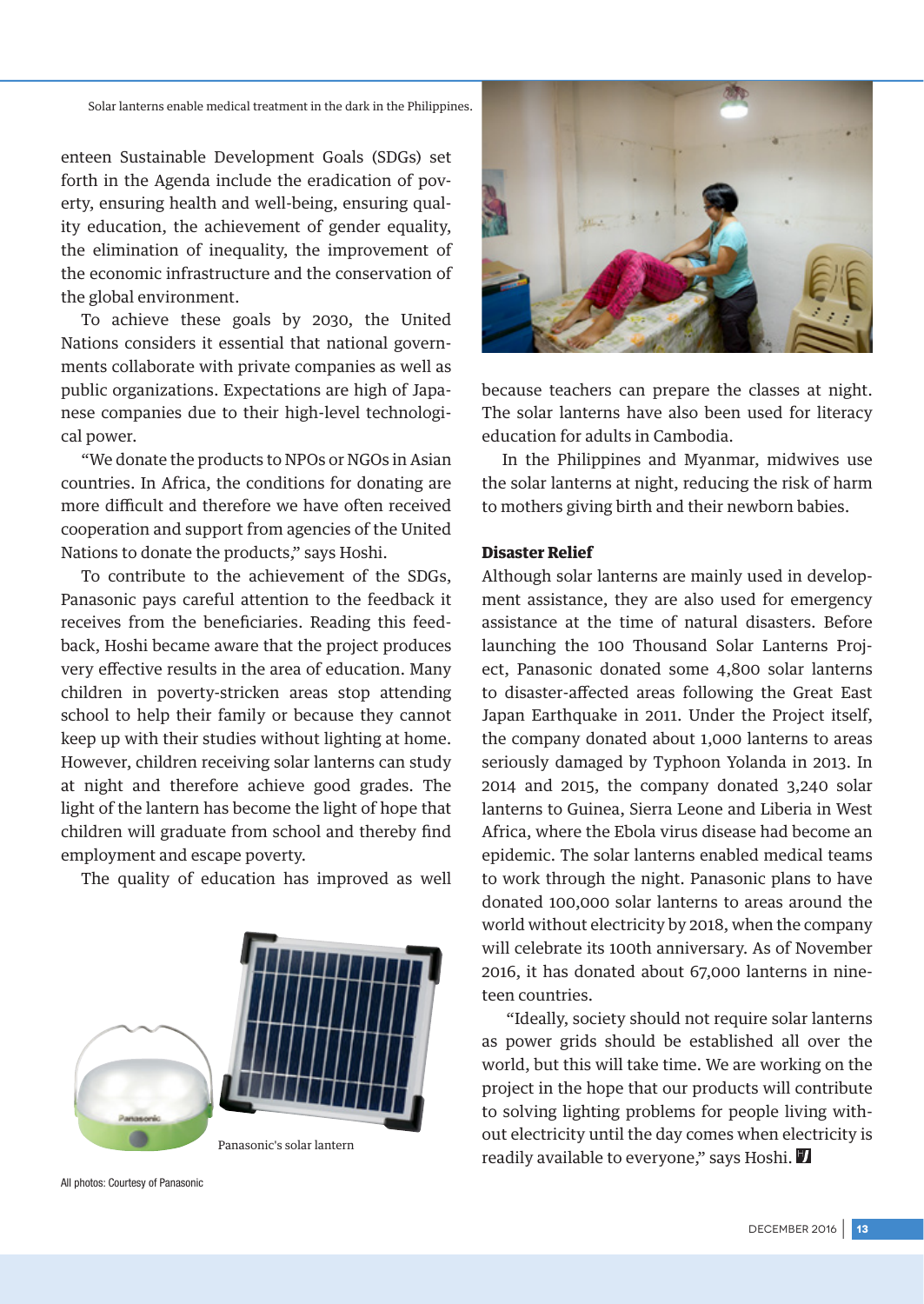Solar lanterns enable medical treatment in the dark in the Philippines.

enteen Sustainable Development Goals (SDGs) set forth in the Agenda include the eradication of poverty, ensuring health and well-being, ensuring quality education, the achievement of gender equality, the elimination of inequality, the improvement of the economic infrastructure and the conservation of the global environment.

To achieve these goals by 2030, the United Nations considers it essential that national governments collaborate with private companies as well as public organizations. Expectations are high of Japanese companies due to their high-level technological power.

"We donate the products to NPOs or NGOs in Asian countries. In Africa, the conditions for donating are more difficult and therefore we have often received cooperation and support from agencies of the United Nations to donate the products," says Hoshi.

To contribute to the achievement of the SDGs, Panasonic pays careful attention to the feedback it receives from the beneficiaries. Reading this feedback, Hoshi became aware that the project produces very effective results in the area of education. Many children in poverty-stricken areas stop attending school to help their family or because they cannot keep up with their studies without lighting at home. However, children receiving solar lanterns can study at night and therefore achieve good grades. The light of the lantern has become the light of hope that children will graduate from school and thereby find employment and escape poverty.

The quality of education has improved as well because teachers can prepare the classes at night. The solar lanterns have also been used for literacy education for adults in Cambodia.

In the Philippines and Myanmar, midwives use the solar lanterns at night, reducing the risk of harm to mothers giving birth and their newborn babies.

Panasonic's solar lantern

All photos: Courtesy of Panasonic

**Disaster Relief**

Although solar lanterns are mainly used in development assistance, they are also used for emergency assistance at the time of natural disasters. Before launching the 100 Thousand Solar Lanterns Project, Panasonic donated some 4,800 solar lanterns to disaster-affected areas following the Great East Japan Earthquake in 2011. Under the Project itself, the company donated about 1,000 lanterns to areas seriously damaged by Typhoon Yolanda in 2013. In 2014 and 2015, the company donated 3,240 solar lanterns to Guinea, Sierra Leone and Liberia in West Africa, where the Ebola virus disease had become an epidemic. The solar lanterns enabled medical teams to work through the night. Panasonic plans to have donated 100,000 solar lanterns to areas around the world without electricity by 2018, when the company will celebrate its 100th anniversary. As of November 2016, it has donated about 67,000 lanterns in nineteen countries.

"Ideally, society should not require solar lanterns as power grids should be established all over the world, but this will take time. We are working on the project in the hope that our products will contribute to solving lighting problems for people living without electricity until the day comes when electricity is readily available to everyone," says Hoshi.